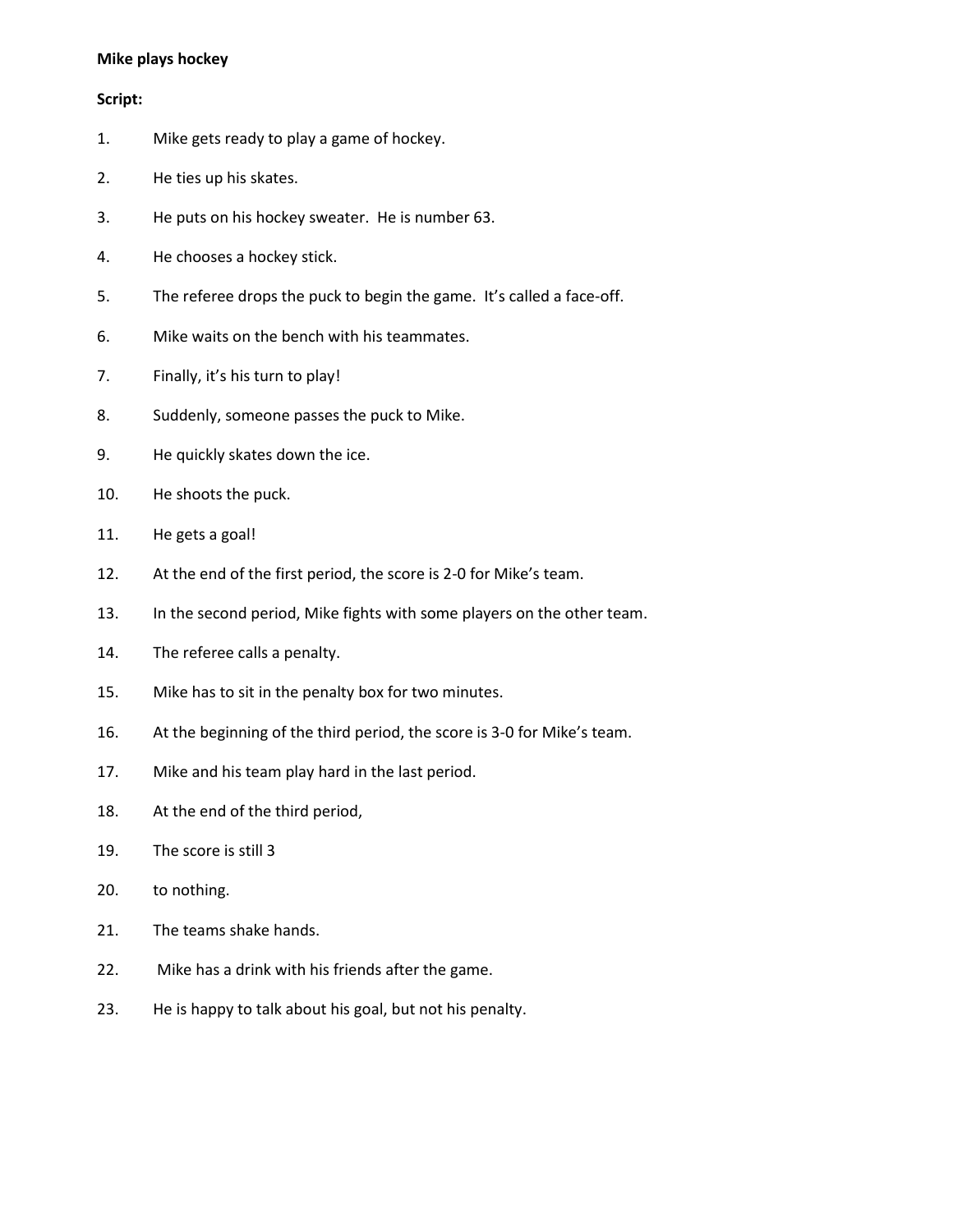**Mike plays hockey**

**Script:**

1. Mike gets ready to play a game of hockey.
2. He ties up his skates.
3. He puts on his hockey sweater. He is number 63.
4. He chooses a hockey stick.
5. The referee drops the puck to begin the game. It's called a face-off.
6. Mike waits on the bench with his teammates.
7. Finally, it's his turn to play!
8. Suddenly, someone passes the puck to Mike.
9. He quickly skates down the ice.
10. He shoots the puck.
11. He gets a goal!
12. At the end of the first period, the score is 2-0 for Mike's team.
13. In the second period, Mike fights with some players on the other team.
14. The referee calls a penalty.
15. Mike has to sit in the penalty box for two minutes.
16. At the beginning of the third period, the score is 3-0 for Mike's team.
17. Mike and his team play hard in the last period.
18. At the end of the third period,
19. The score is still 3
20. to nothing.
21. The teams shake hands.
22. Mike has a drink with his friends after the game.
23. He is happy to talk about his goal, but not his penalty.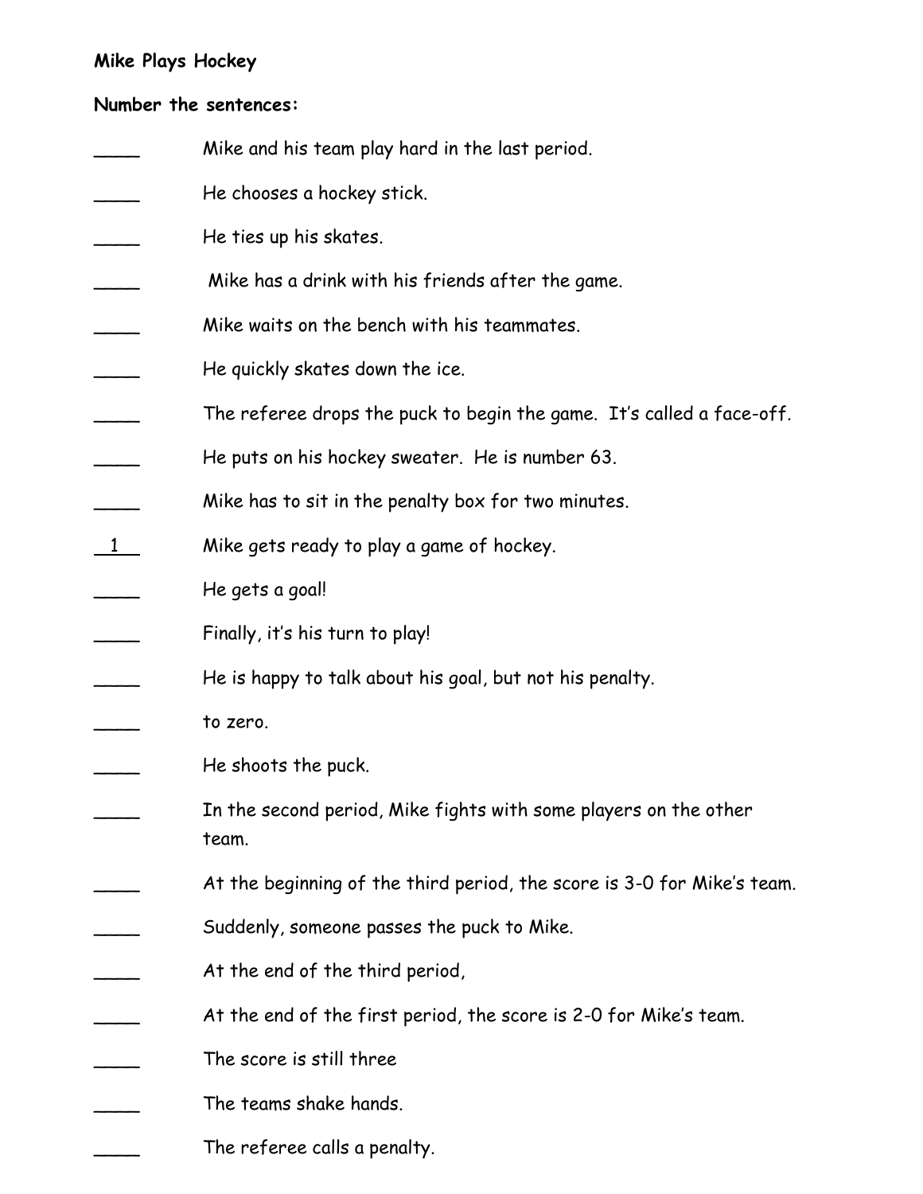**Mike Plays Hockey**

**Number the sentences:**

____ Mike and his team play hard in the last period.

____ He chooses a hockey stick.

____ He ties up his skates.

____ Mike has a drink with his friends after the game.

____ Mike waits on the bench with his teammates.

____ He quickly skates down the ice.

____ The referee drops the puck to begin the game. It's called a face-off.

____ He puts on his hockey sweater. He is number 63.

____ Mike has to sit in the penalty box for two minutes.

__1__ Mike gets ready to play a game of hockey.

____ He gets a goal!

____ Finally, it's his turn to play!

____ He is happy to talk about his goal, but not his penalty.

____ to zero.

____ He shoots the puck.

____ In the second period, Mike fights with some players on the other team.

____ At the beginning of the third period, the score is 3-0 for Mike's team.

____ Suddenly, someone passes the puck to Mike.

____ At the end of the third period,

____ At the end of the first period, the score is 2-0 for Mike's team.

____ The score is still three

____ The teams shake hands.

____ The referee calls a penalty.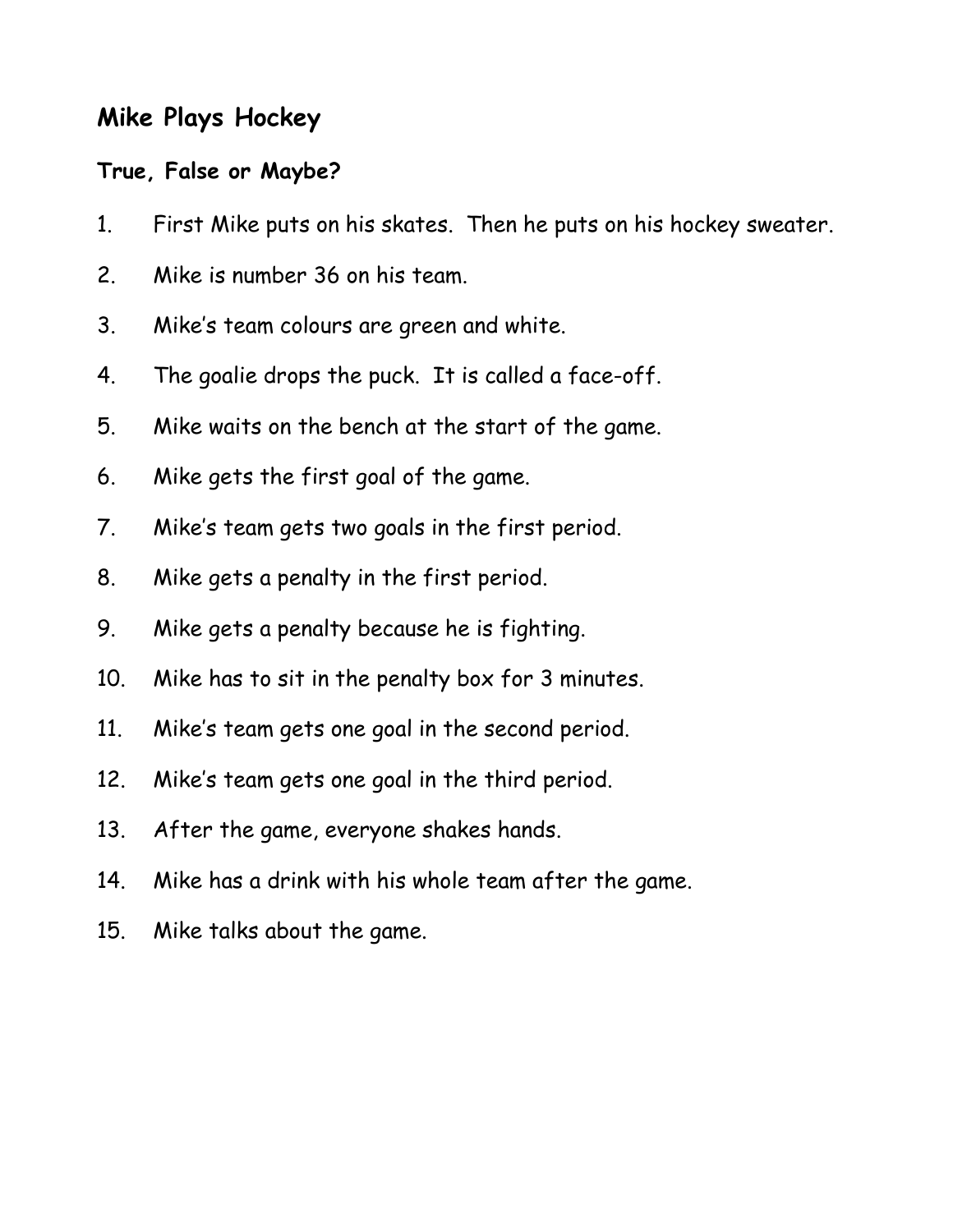## Mike Plays Hockey

### True, False or Maybe?

1. First Mike puts on his skates. Then he puts on his hockey sweater.
2. Mike is number 36 on his team.
3. Mike's team colours are green and white.
4. The goalie drops the puck. It is called a face-off.
5. Mike waits on the bench at the start of the game.
6. Mike gets the first goal of the game.
7. Mike's team gets two goals in the first period.
8. Mike gets a penalty in the first period.
9. Mike gets a penalty because he is fighting.
10. Mike has to sit in the penalty box for 3 minutes.
11. Mike's team gets one goal in the second period.
12. Mike's team gets one goal in the third period.
13. After the game, everyone shakes hands.
14. Mike has a drink with his whole team after the game.
15. Mike talks about the game.